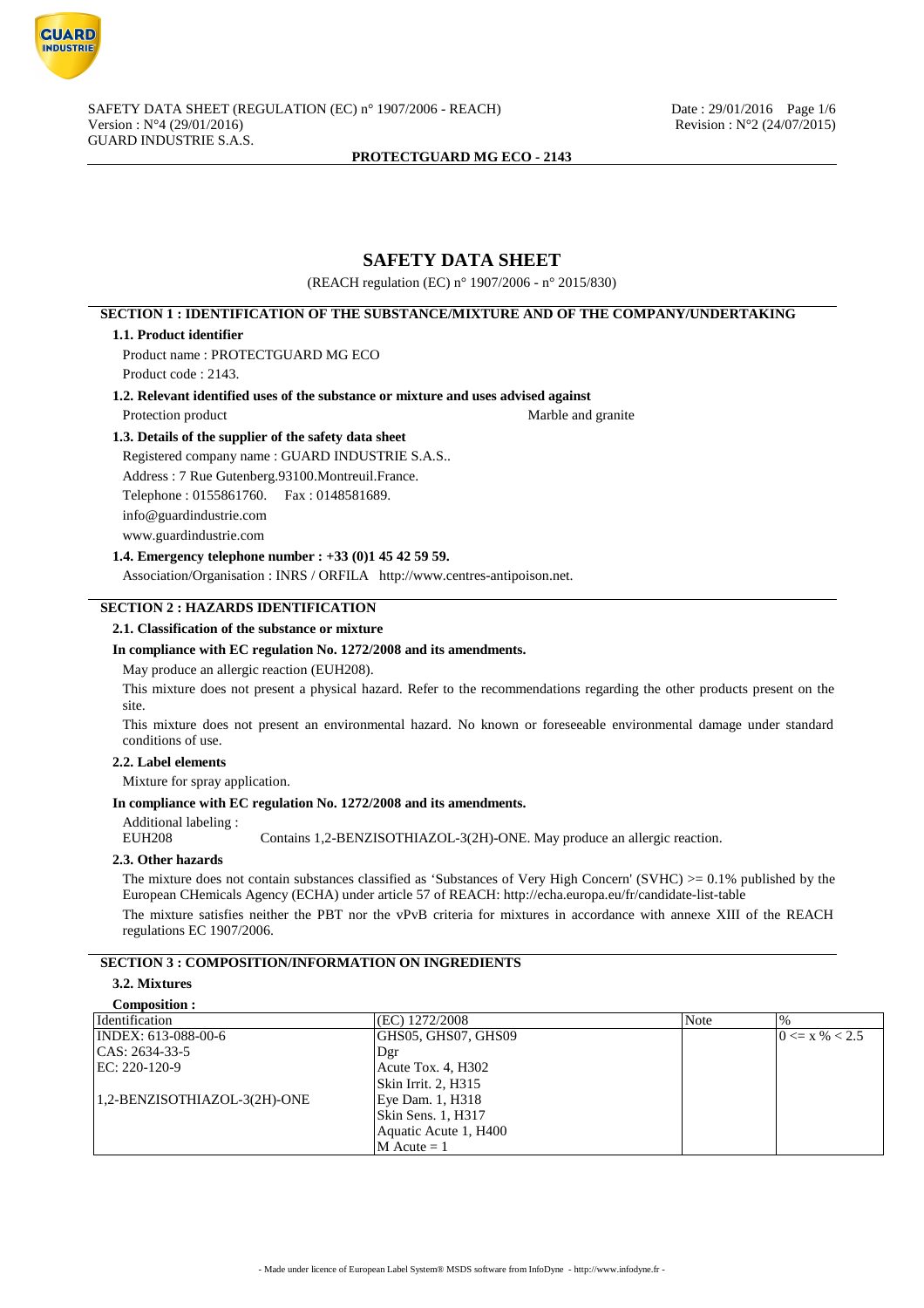# SAFETY DATA SHEET

(REACH regulation (EC) n° 1907/2006 - n° 2015/830)

## SECTION 1 : IDENTIFICATION OF THE SUBSTANCE/MIXTURE AND OF THE COMPANY/UNDERTAKING

### 1.1. Product identifier

Product name : PROTECTGUARD MG ECO

Product code : 2143.

### 1.2. Relevant identified uses of the substance or mixture and uses advised against

Protection product — Marble and granite

### 1.3. Details of the supplier of the safety data sheet

Registered company name : GUARD INDUSTRIE S.A.S..

Address : 7 Rue Gutenberg.93100.Montreuil.France.

Telephone : 0155861760. Fax : 0148581689.

info@guardindustrie.com

www.guardindustrie.com

### 1.4. Emergency telephone number : +33 (0)1 45 42 59 59.

Association/Organisation : INRS / ORFILA http://www.centres-antipoison.net.

## SECTION 2 : HAZARDS IDENTIFICATION

### 2.1. Classification of the substance or mixture

**In compliance with EC regulation No. 1272/2008 and its amendments.**

May produce an allergic reaction (EUH208).

This mixture does not present a physical hazard. Refer to the recommendations regarding the other products present on the site.

This mixture does not present an environmental hazard. No known or foreseeable environmental damage under standard conditions of use.

### 2.2. Label elements

Mixture for spray application.

**In compliance with EC regulation No. 1272/2008 and its amendments.**

Additional labeling :

EUH208 Contains 1,2-BENZISOTHIAZOL-3(2H)-ONE. May produce an allergic reaction.

### 2.3. Other hazards

The mixture does not contain substances classified as 'Substances of Very High Concern' (SVHC) >= 0.1% published by the European CHemicals Agency (ECHA) under article 57 of REACH: http://echa.europa.eu/fr/candidate-list-table

The mixture satisfies neither the PBT nor the vPvB criteria for mixtures in accordance with annexe XIII of the REACH regulations EC 1907/2006.

## SECTION 3 : COMPOSITION/INFORMATION ON INGREDIENTS

### 3.2. Mixtures

**Composition :**

| Identification | (EC) 1272/2008 | Note | % |
|---|---|---|---|
| INDEX: 613-088-00-6<br>CAS: 2634-33-5<br>EC: 220-120-9<br><br>1,2-BENZISOTHIAZOL-3(2H)-ONE | GHS05, GHS07, GHS09<br>Dgr<br>Acute Tox. 4, H302<br>Skin Irrit. 2, H315<br>Eye Dam. 1, H318<br>Skin Sens. 1, H317<br>Aquatic Acute 1, H400<br>M Acute = 1 | | 0 <= x % < 2.5 |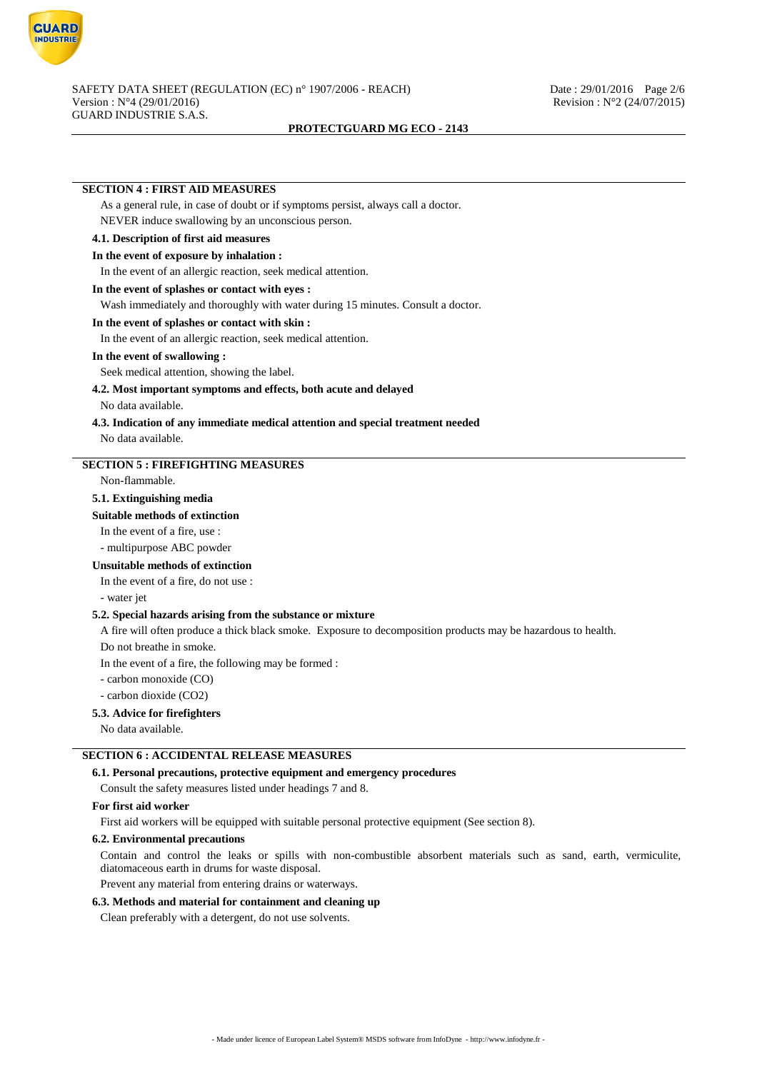## SECTION 4 : FIRST AID MEASURES

As a general rule, in case of doubt or if symptoms persist, always call a doctor.

NEVER induce swallowing by an unconscious person.

### 4.1. Description of first aid measures

**In the event of exposure by inhalation :**

In the event of an allergic reaction, seek medical attention.

**In the event of splashes or contact with eyes :**

Wash immediately and thoroughly with water during 15 minutes. Consult a doctor.

**In the event of splashes or contact with skin :**

In the event of an allergic reaction, seek medical attention.

**In the event of swallowing :**

Seek medical attention, showing the label.

### 4.2. Most important symptoms and effects, both acute and delayed

No data available.

### 4.3. Indication of any immediate medical attention and special treatment needed

No data available.

## SECTION 5 : FIREFIGHTING MEASURES

Non-flammable.

### 5.1. Extinguishing media

**Suitable methods of extinction**

In the event of a fire, use :

- multipurpose ABC powder

**Unsuitable methods of extinction**

In the event of a fire, do not use :

- water jet

### 5.2. Special hazards arising from the substance or mixture

A fire will often produce a thick black smoke. Exposure to decomposition products may be hazardous to health.

Do not breathe in smoke.

In the event of a fire, the following may be formed :

- carbon monoxide (CO)
- carbon dioxide ($CO_2$)

### 5.3. Advice for firefighters

No data available.

## SECTION 6 : ACCIDENTAL RELEASE MEASURES

### 6.1. Personal precautions, protective equipment and emergency procedures

Consult the safety measures listed under headings 7 and 8.

**For first aid worker**

First aid workers will be equipped with suitable personal protective equipment (See section 8).

### 6.2. Environmental precautions

Contain and control the leaks or spills with non-combustible absorbent materials such as sand, earth, vermiculite, diatomaceous earth in drums for waste disposal.

Prevent any material from entering drains or waterways.

### 6.3. Methods and material for containment and cleaning up

Clean preferably with a detergent, do not use solvents.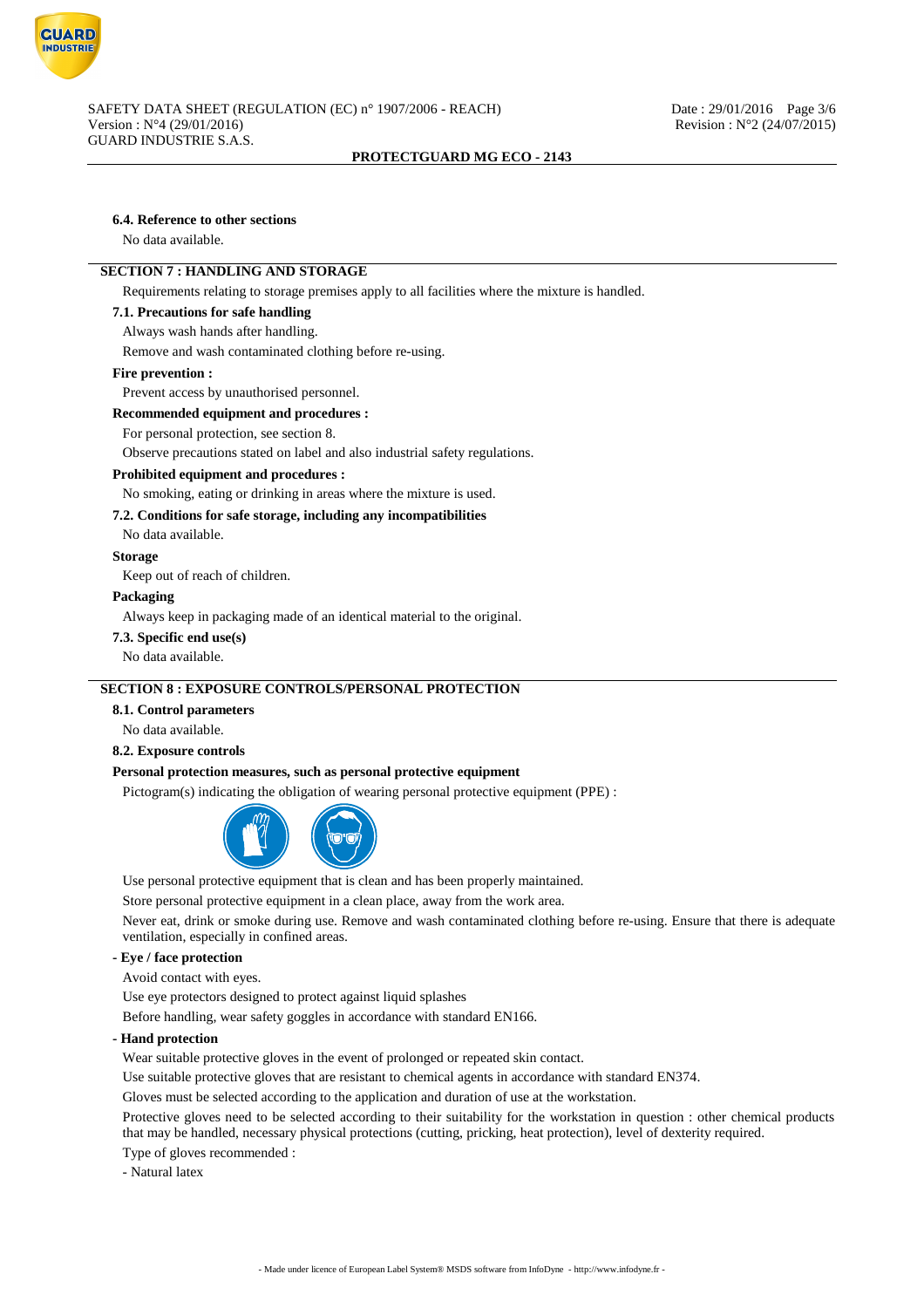#### 6.4. Reference to other sections

No data available.

### SECTION 7 : HANDLING AND STORAGE

Requirements relating to storage premises apply to all facilities where the mixture is handled.

#### 7.1. Precautions for safe handling

Always wash hands after handling.

Remove and wash contaminated clothing before re-using.

**Fire prevention :**

Prevent access by unauthorised personnel.

**Recommended equipment and procedures :**

For personal protection, see section 8.

Observe precautions stated on label and also industrial safety regulations.

**Prohibited equipment and procedures :**

No smoking, eating or drinking in areas where the mixture is used.

#### 7.2. Conditions for safe storage, including any incompatibilities

No data available.

**Storage**

Keep out of reach of children.

**Packaging**

Always keep in packaging made of an identical material to the original.

#### 7.3. Specific end use(s)

No data available.

### SECTION 8 : EXPOSURE CONTROLS/PERSONAL PROTECTION

#### 8.1. Control parameters

No data available.

#### 8.2. Exposure controls

**Personal protection measures, such as personal protective equipment**

Pictogram(s) indicating the obligation of wearing personal protective equipment (PPE) :

Use personal protective equipment that is clean and has been properly maintained.

Store personal protective equipment in a clean place, away from the work area.

Never eat, drink or smoke during use. Remove and wash contaminated clothing before re-using. Ensure that there is adequate ventilation, especially in confined areas.

**- Eye / face protection**

Avoid contact with eyes.

Use eye protectors designed to protect against liquid splashes

Before handling, wear safety goggles in accordance with standard EN166.

**- Hand protection**

Wear suitable protective gloves in the event of prolonged or repeated skin contact.

Use suitable protective gloves that are resistant to chemical agents in accordance with standard EN374.

Gloves must be selected according to the application and duration of use at the workstation.

Protective gloves need to be selected according to their suitability for the workstation in question : other chemical products that may be handled, necessary physical protections (cutting, pricking, heat protection), level of dexterity required.

Type of gloves recommended :

- Natural latex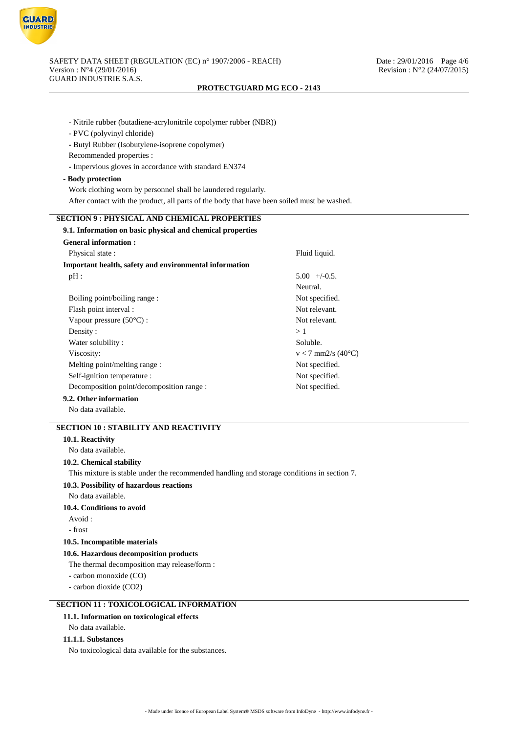- Nitrile rubber (butadiene-acrylonitrile copolymer rubber (NBR))
- PVC (polyvinyl chloride)
- Butyl Rubber (Isobutylene-isoprene copolymer)

Recommended properties :

- Impervious gloves in accordance with standard EN374

**- Body protection**

Work clothing worn by personnel shall be laundered regularly.

After contact with the product, all parts of the body that have been soiled must be washed.

## SECTION 9 : PHYSICAL AND CHEMICAL PROPERTIES

### 9.1. Information on basic physical and chemical properties

**General information :**

| | |
|---|---|
| Physical state : | Fluid liquid. |

**Important health, safety and environmental information**

| | |
|---|---|
| pH : | 5.00 +/-0.5. |
| | Neutral. |
| Boiling point/boiling range : | Not specified. |
| Flash point interval : | Not relevant. |
| Vapour pressure (50°C) : | Not relevant. |
| Density : | > 1 |
| Water solubility : | Soluble. |
| Viscosity: | v < 7 mm2/s (40°C) |
| Melting point/melting range : | Not specified. |
| Self-ignition temperature : | Not specified. |
| Decomposition point/decomposition range : | Not specified. |

### 9.2. Other information

No data available.

## SECTION 10 : STABILITY AND REACTIVITY

### 10.1. Reactivity

No data available.

### 10.2. Chemical stability

This mixture is stable under the recommended handling and storage conditions in section 7.

### 10.3. Possibility of hazardous reactions

No data available.

### 10.4. Conditions to avoid

Avoid :

- frost

### 10.5. Incompatible materials

### 10.6. Hazardous decomposition products

The thermal decomposition may release/form :

- carbon monoxide (CO)
- carbon dioxide ($CO_2$)

## SECTION 11 : TOXICOLOGICAL INFORMATION

### 11.1. Information on toxicological effects

No data available.

### 11.1.1. Substances

No toxicological data available for the substances.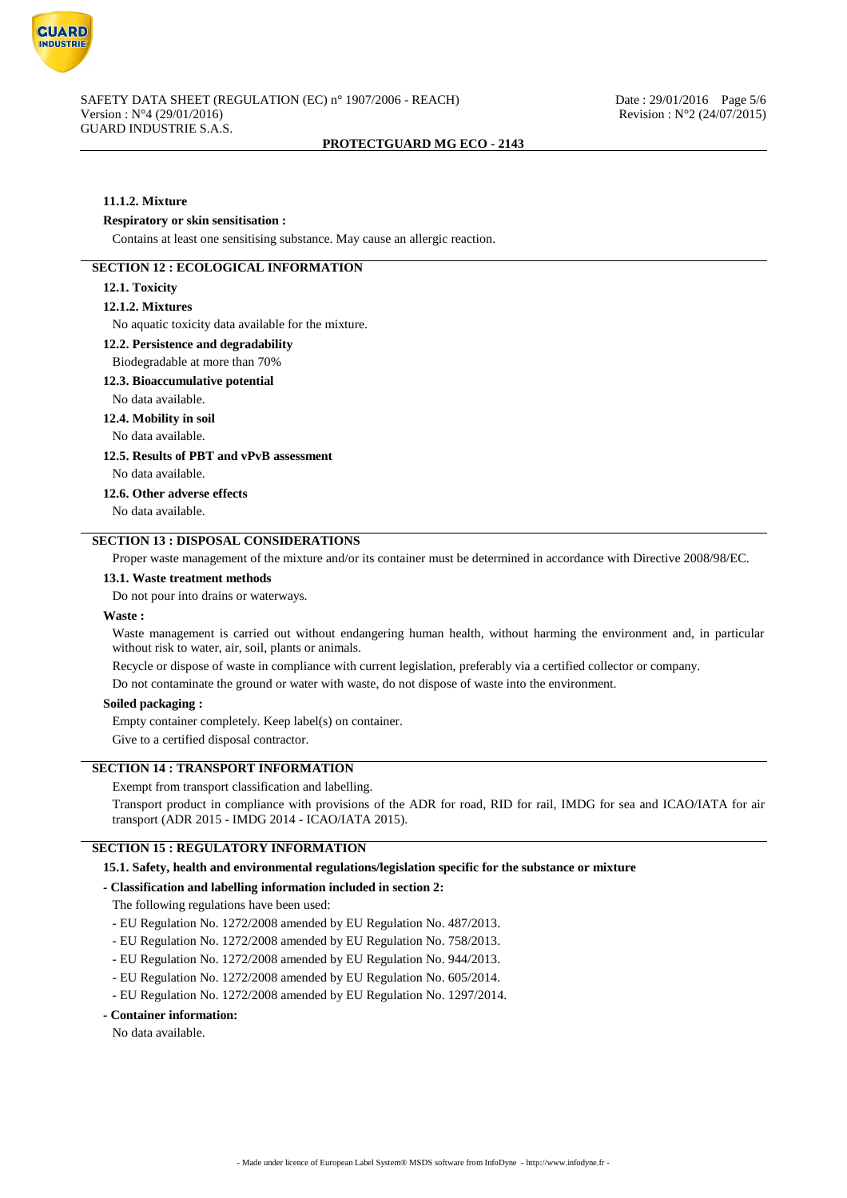#### 11.1.2. Mixture

**Respiratory or skin sensitisation :**

Contains at least one sensitising substance. May cause an allergic reaction.

## SECTION 12 : ECOLOGICAL INFORMATION

### 12.1. Toxicity

#### 12.1.2. Mixtures

No aquatic toxicity data available for the mixture.

### 12.2. Persistence and degradability

Biodegradable at more than 70%

### 12.3. Bioaccumulative potential

No data available.

### 12.4. Mobility in soil

No data available.

### 12.5. Results of PBT and vPvB assessment

No data available.

### 12.6. Other adverse effects

No data available.

## SECTION 13 : DISPOSAL CONSIDERATIONS

Proper waste management of the mixture and/or its container must be determined in accordance with Directive 2008/98/EC.

### 13.1. Waste treatment methods

Do not pour into drains or waterways.

**Waste :**

Waste management is carried out without endangering human health, without harming the environment and, in particular without risk to water, air, soil, plants or animals.

Recycle or dispose of waste in compliance with current legislation, preferably via a certified collector or company.

Do not contaminate the ground or water with waste, do not dispose of waste into the environment.

**Soiled packaging :**

Empty container completely. Keep label(s) on container.

Give to a certified disposal contractor.

## SECTION 14 : TRANSPORT INFORMATION

Exempt from transport classification and labelling.

Transport product in compliance with provisions of the ADR for road, RID for rail, IMDG for sea and ICAO/IATA for air transport (ADR 2015 - IMDG 2014 - ICAO/IATA 2015).

## SECTION 15 : REGULATORY INFORMATION

### 15.1. Safety, health and environmental regulations/legislation specific for the substance or mixture

**- Classification and labelling information included in section 2:**

The following regulations have been used:

- EU Regulation No. 1272/2008 amended by EU Regulation No. 487/2013.
- EU Regulation No. 1272/2008 amended by EU Regulation No. 758/2013.
- EU Regulation No. 1272/2008 amended by EU Regulation No. 944/2013.
- EU Regulation No. 1272/2008 amended by EU Regulation No. 605/2014.
- EU Regulation No. 1272/2008 amended by EU Regulation No. 1297/2014.

**- Container information:**

No data available.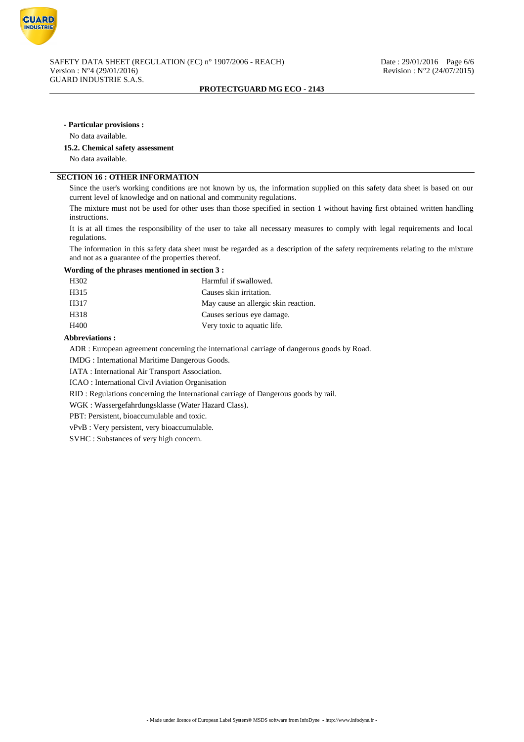**- Particular provisions :**

No data available.

**15.2. Chemical safety assessment**

No data available.

## SECTION 16 : OTHER INFORMATION

Since the user's working conditions are not known by us, the information supplied on this safety data sheet is based on our current level of knowledge and on national and community regulations.

The mixture must not be used for other uses than those specified in section 1 without having first obtained written handling instructions.

It is at all times the responsibility of the user to take all necessary measures to comply with legal requirements and local regulations.

The information in this safety data sheet must be regarded as a description of the safety requirements relating to the mixture and not as a guarantee of the properties thereof.

**Wording of the phrases mentioned in section 3 :**

| | |
|---|---|
| H302 | Harmful if swallowed. |
| H315 | Causes skin irritation. |
| H317 | May cause an allergic skin reaction. |
| H318 | Causes serious eye damage. |
| H400 | Very toxic to aquatic life. |

**Abbreviations :**

ADR : European agreement concerning the international carriage of dangerous goods by Road.

IMDG : International Maritime Dangerous Goods.

IATA : International Air Transport Association.

ICAO : International Civil Aviation Organisation

RID : Regulations concerning the International carriage of Dangerous goods by rail.

WGK : Wassergefahrdungsklasse (Water Hazard Class).

PBT: Persistent, bioaccumulable and toxic.

vPvB : Very persistent, very bioaccumulable.

SVHC : Substances of very high concern.